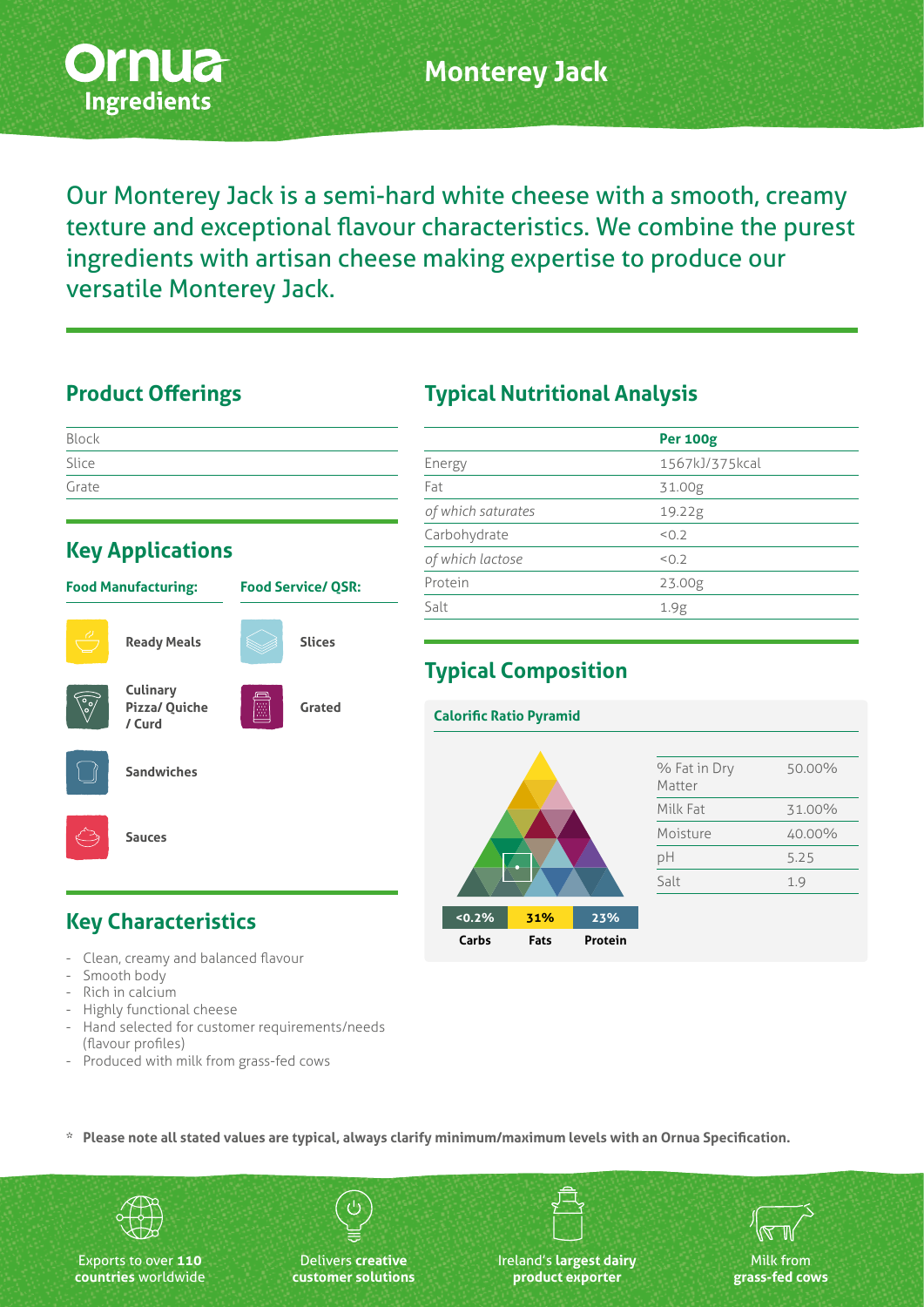# Monterey Jack

Our Monterey Jack is a semi-hard white cheese with a smooth, creamy texture and exceptional flavour characteristics. We combine the purest ingredients with artisan cheese making expertise to produce our versatile Monterey Jack.

## Product Offerings

| |
|---|
| Block |
| Slice |
| Grate |

## Key Applications

**Food Manufacturing:**

- Ready Meals
- Culinary Pizza/ Quiche / Curd
- Sandwiches
- Sauces

**Food Service/ QSR:**

- Slices
- Grated

## Key Characteristics

- Clean, creamy and balanced flavour
- Smooth body
- Rich in calcium
- Highly functional cheese
- Hand selected for customer requirements/needs (flavour profiles)
- Produced with milk from grass-fed cows

## Typical Nutritional Analysis

| | Per 100g |
|---|---|
| Energy | 1567kJ/375kcal |
| Fat | 31.00g |
| *of which saturates* | 19.22g |
| Carbohydrate | <0.2 |
| *of which lactose* | <0.2 |
| Protein | 23.00g |
| Salt | 1.9g |

## Typical Composition

**Calorific Ratio Pyramid**

| <0.2% | 31% | 23% |
|---|---|---|
| Carbs | Fats | Protein |

| | |
|---|---|
| % Fat in Dry Matter | 50.00% |
| Milk Fat | 31.00% |
| Moisture | 40.00% |
| pH | 5.25 |
| Salt | 1.9 |

\* **Please note all stated values are typical, always clarify minimum/maximum levels with an Ornua Specification.**

Exports to over **110 countries** worldwide

Delivers **creative customer solutions**

Ireland's **largest dairy product exporter**

Milk from **grass-fed cows**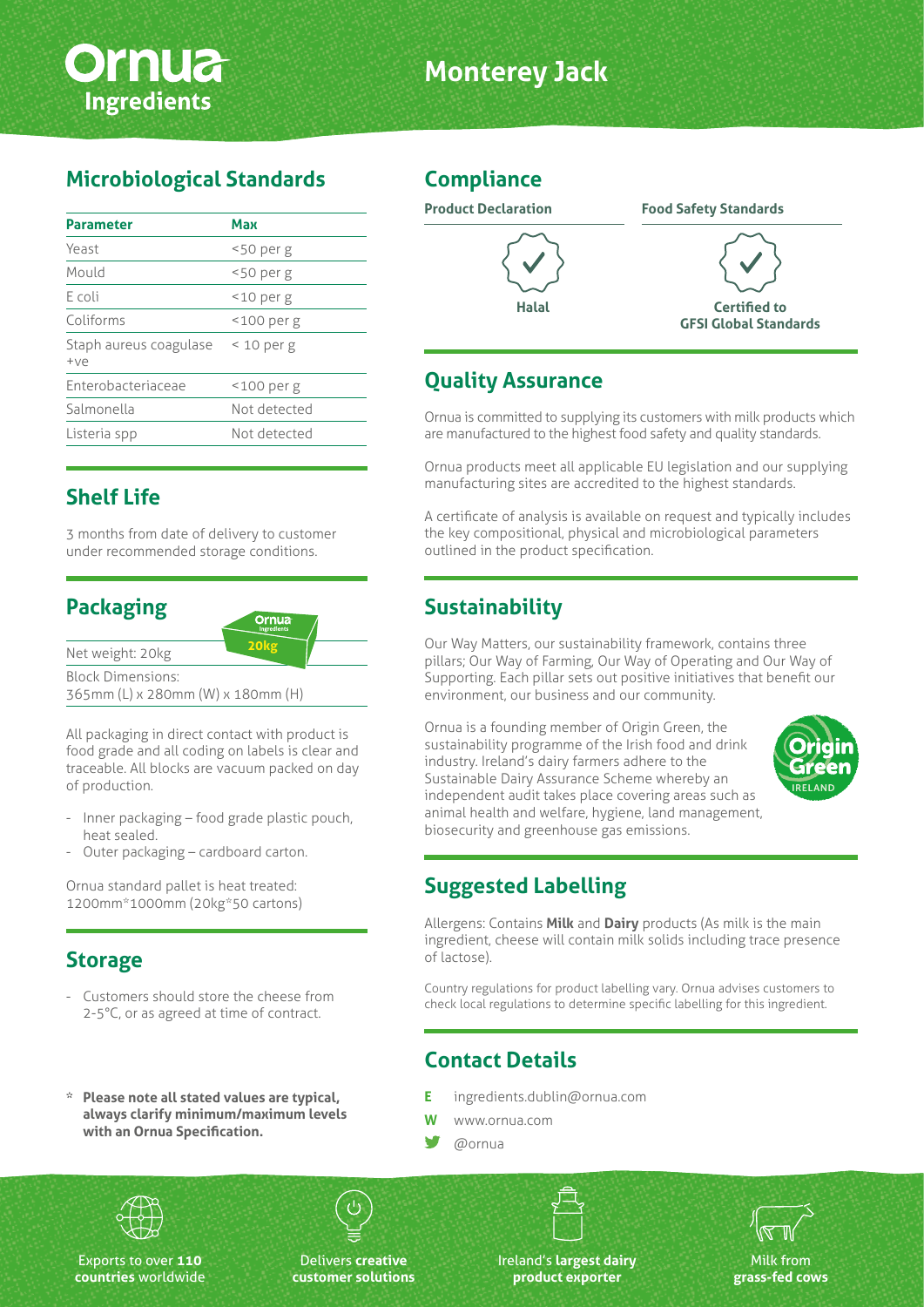# Monterey Jack

## Microbiological Standards

| Parameter | Max |
|---|---|
| Yeast | <50 per g |
| Mould | <50 per g |
| E coli | <10 per g |
| Coliforms | <100 per g |
| Staph aureus coagulase +ve | < 10 per g |
| Enterobacteriaceae | <100 per g |
| Salmonella | Not detected |
| Listeria spp | Not detected |

## Shelf Life

3 months from date of delivery to customer under recommended storage conditions.

## Packaging

Net weight: 20kg

Block Dimensions:
365mm (L) x 280mm (W) x 180mm (H)

All packaging in direct contact with product is food grade and all coding on labels is clear and traceable. All blocks are vacuum packed on day of production.

- Inner packaging – food grade plastic pouch, heat sealed.
- Outer packaging – cardboard carton.

Ornua standard pallet is heat treated: 1200mm*1000mm (20kg*50 cartons)

## Storage

- Customers should store the cheese from 2-5°C, or as agreed at time of contract.

**\* Please note all stated values are typical, always clarify minimum/maximum levels with an Ornua Specification.**

## Compliance

**Product Declaration**

**Halal**

**Food Safety Standards**

**Certified to GFSI Global Standards**

## Quality Assurance

Ornua is committed to supplying its customers with milk products which are manufactured to the highest food safety and quality standards.

Ornua products meet all applicable EU legislation and our supplying manufacturing sites are accredited to the highest standards.

A certificate of analysis is available on request and typically includes the key compositional, physical and microbiological parameters outlined in the product specification.

## Sustainability

Our Way Matters, our sustainability framework, contains three pillars; Our Way of Farming, Our Way of Operating and Our Way of Supporting. Each pillar sets out positive initiatives that benefit our environment, our business and our community.

Ornua is a founding member of Origin Green, the sustainability programme of the Irish food and drink industry. Ireland's dairy farmers adhere to the Sustainable Dairy Assurance Scheme whereby an independent audit takes place covering areas such as animal health and welfare, hygiene, land management, biosecurity and greenhouse gas emissions.

## Suggested Labelling

Allergens: Contains **Milk** and **Dairy** products (As milk is the main ingredient, cheese will contain milk solids including trace presence of lactose).

Country regulations for product labelling vary. Ornua advises customers to check local regulations to determine specific labelling for this ingredient.

## Contact Details

**E** ingredients.dublin@ornua.com

**W** www.ornua.com

@ornua

Exports to over **110 countries** worldwide

Delivers **creative customer solutions**

Ireland's **largest dairy product exporter**

Milk from **grass-fed cows**